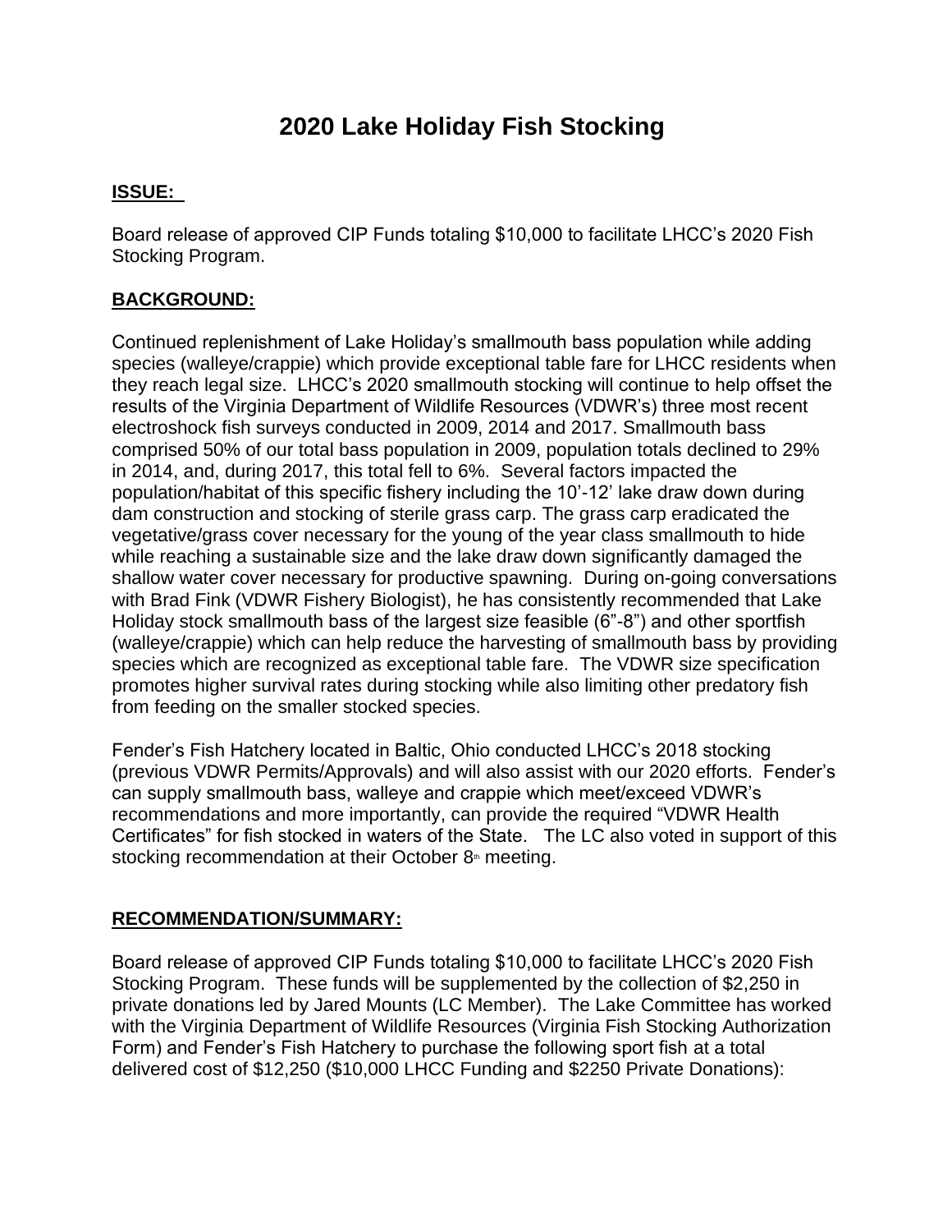# 2020 Lake Holiday Fish Stocking

**ISSUE:**

Board release of approved CIP Funds totaling $10,000 to facilitate LHCC's 2020 Fish Stocking Program.

**BACKGROUND:**

Continued replenishment of Lake Holiday's smallmouth bass population while adding species (walleye/crappie) which provide exceptional table fare for LHCC residents when they reach legal size. LHCC's 2020 smallmouth stocking will continue to help offset the results of the Virginia Department of Wildlife Resources (VDWR's) three most recent electroshock fish surveys conducted in 2009, 2014 and 2017. Smallmouth bass comprised 50% of our total bass population in 2009, population totals declined to 29% in 2014, and, during 2017, this total fell to 6%. Several factors impacted the population/habitat of this specific fishery including the 10'-12' lake draw down during dam construction and stocking of sterile grass carp. The grass carp eradicated the vegetative/grass cover necessary for the young of the year class smallmouth to hide while reaching a sustainable size and the lake draw down significantly damaged the shallow water cover necessary for productive spawning. During on-going conversations with Brad Fink (VDWR Fishery Biologist), he has consistently recommended that Lake Holiday stock smallmouth bass of the largest size feasible (6"-8") and other sportfish (walleye/crappie) which can help reduce the harvesting of smallmouth bass by providing species which are recognized as exceptional table fare. The VDWR size specification promotes higher survival rates during stocking while also limiting other predatory fish from feeding on the smaller stocked species.

Fender's Fish Hatchery located in Baltic, Ohio conducted LHCC's 2018 stocking (previous VDWR Permits/Approvals) and will also assist with our 2020 efforts. Fender's can supply smallmouth bass, walleye and crappie which meet/exceed VDWR's recommendations and more importantly, can provide the required "VDWR Health Certificates" for fish stocked in waters of the State. The LC also voted in support of this stocking recommendation at their October 8th meeting.

**RECOMMENDATION/SUMMARY:**

Board release of approved CIP Funds totaling $10,000 to facilitate LHCC's 2020 Fish Stocking Program. These funds will be supplemented by the collection of $2,250 in private donations led by Jared Mounts (LC Member). The Lake Committee has worked with the Virginia Department of Wildlife Resources (Virginia Fish Stocking Authorization Form) and Fender's Fish Hatchery to purchase the following sport fish at a total delivered cost of $12,250 ($10,000 LHCC Funding and $2250 Private Donations):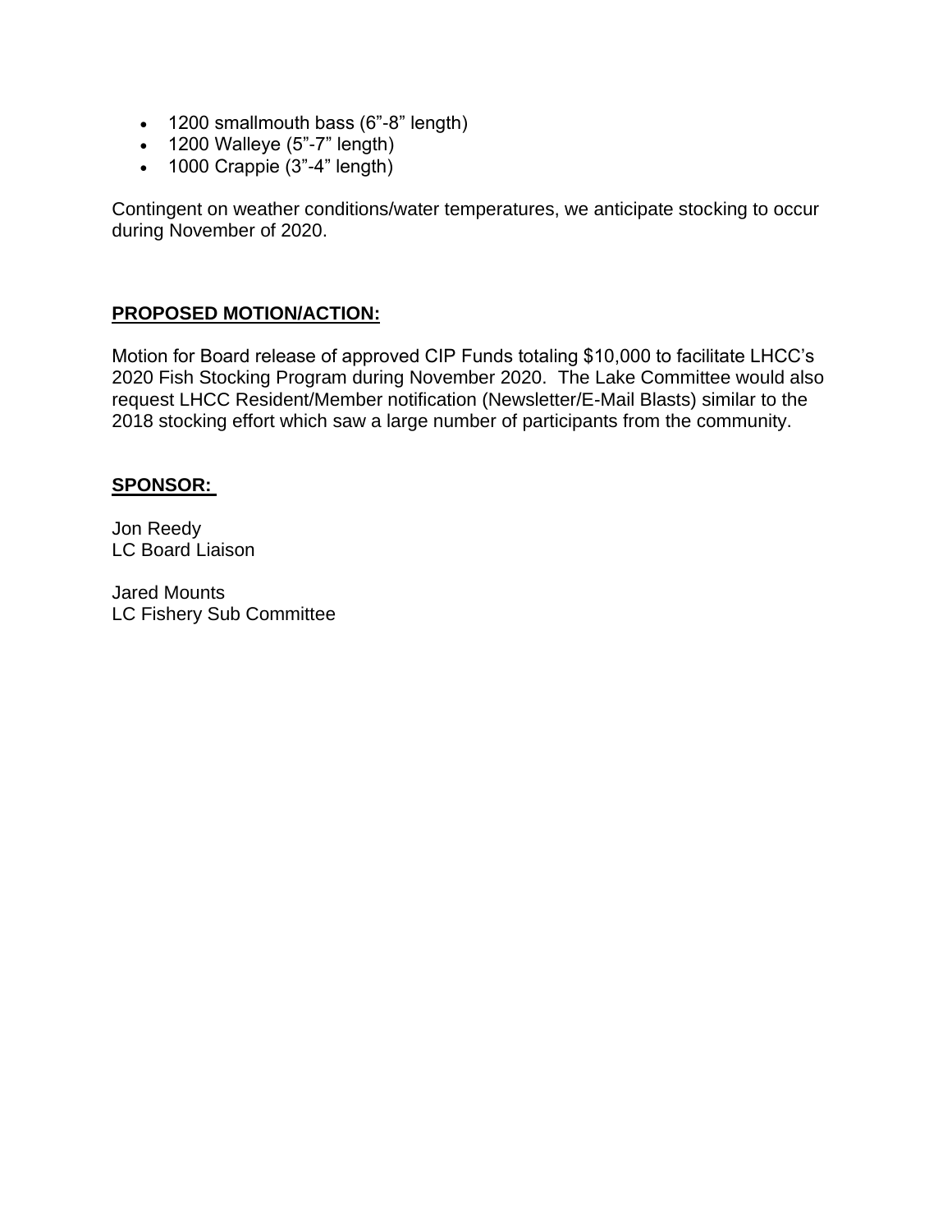- 1200 smallmouth bass (6”-8” length)
- 1200 Walleye (5”-7” length)
- 1000 Crappie (3”-4” length)

Contingent on weather conditions/water temperatures, we anticipate stocking to occur during November of 2020.

## PROPOSED MOTION/ACTION:

Motion for Board release of approved CIP Funds totaling $10,000 to facilitate LHCC’s 2020 Fish Stocking Program during November 2020. The Lake Committee would also request LHCC Resident/Member notification (Newsletter/E-Mail Blasts) similar to the 2018 stocking effort which saw a large number of participants from the community.

## SPONSOR:

Jon Reedy
LC Board Liaison

Jared Mounts
LC Fishery Sub Committee